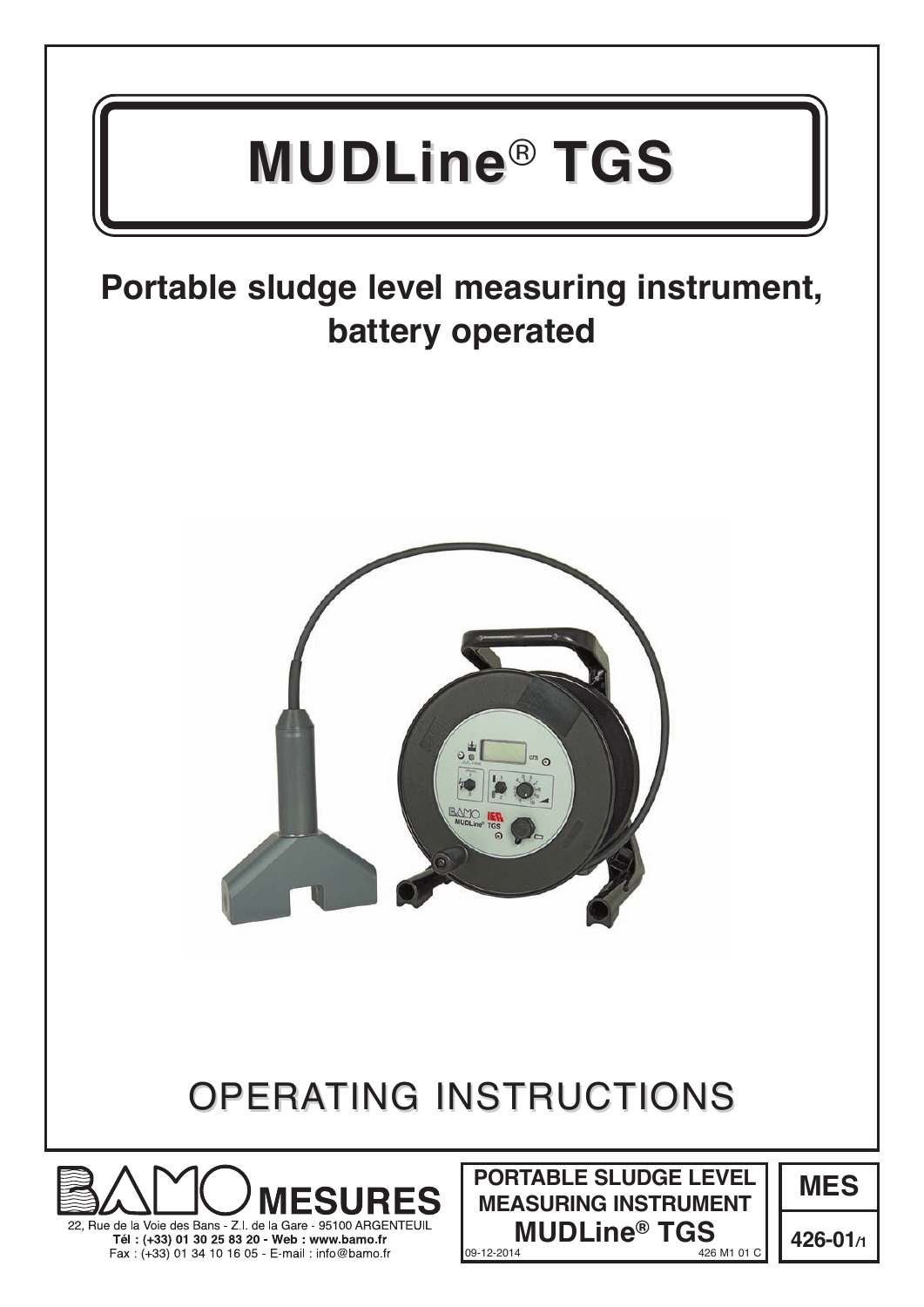# MUDLine® TGS

## Portable sludge level measuring instrument, battery operated

# OPERATING INSTRUCTIONS

**BAMO MESURES**

22, Rue de la Voie des Bans - Z.I. de la Gare - 95100 ARGENTEUIL
**Tél : (+33) 01 30 25 83 20 - Web : www.bamo.fr**
Fax : (+33) 01 34 10 16 05 - E-mail : info@bamo.fr

**PORTABLE SLUDGE LEVEL MEASURING INSTRUMENT**
**MUDLine® TGS**

09-12-2014 426 M1 01 C

**MES**

**426-01/1**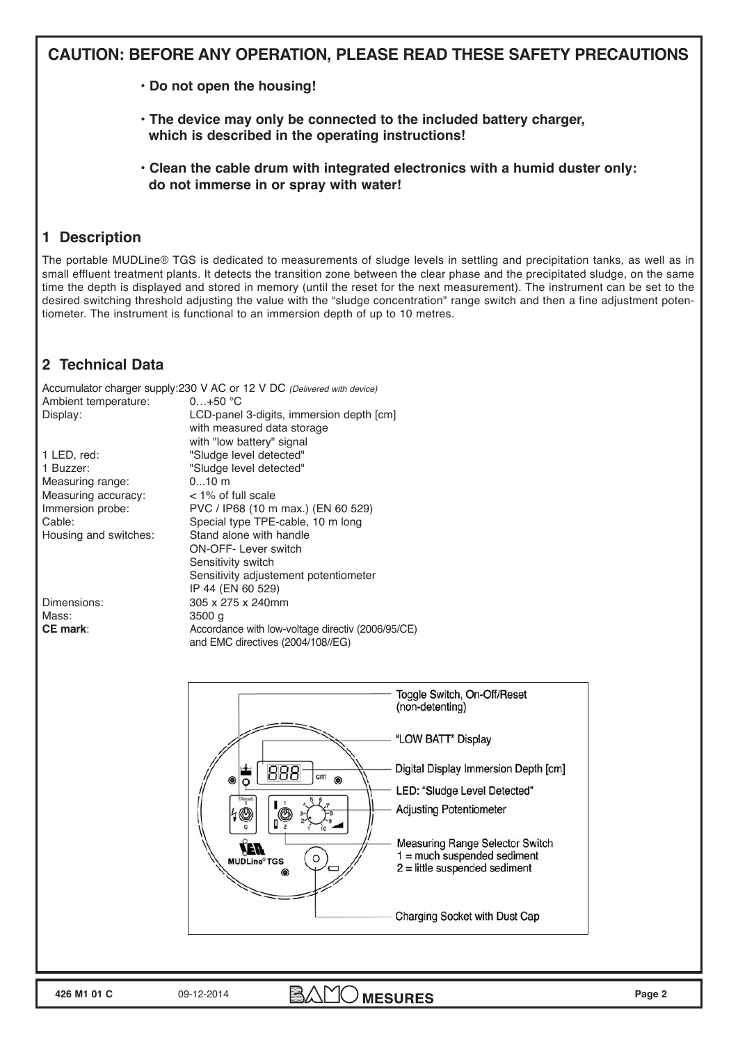## CAUTION: BEFORE ANY OPERATION, PLEASE READ THESE SAFETY PRECAUTIONS

- **Do not open the housing!**
- **The device may only be connected to the included battery charger, which is described in the operating instructions!**
- **Clean the cable drum with integrated electronics with a humid duster only: do not immerse in or spray with water!**

## 1 Description

The portable MUDLine® TGS is dedicated to measurements of sludge levels in settling and precipitation tanks, as well as in small effluent treatment plants. It detects the transition zone between the clear phase and the precipitated sludge, on the same time the depth is displayed and stored in memory (until the reset for the next measurement). The instrument can be set to the desired switching threshold adjusting the value with the "sludge concentration" range switch and then a fine adjustment potentiometer. The instrument is functional to an immersion depth of up to 10 metres.

## 2 Technical Data

| | |
|---|---|
| Accumulator charger supply: | 230 V AC or 12 V DC *(Delivered with device)* |
| Ambient temperature: | 0…+50 °C |
| Display: | LCD-panel 3-digits, immersion depth [cm] with measured data storage with "low battery" signal |
| 1 LED, red: | "Sludge level detected" |
| 1 Buzzer: | "Sludge level detected" |
| Measuring range: | 0...10 m |
| Measuring accuracy: | < 1% of full scale |
| Immersion probe: | PVC / IP68 (10 m max.) (EN 60 529) |
| Cable: | Special type TPE-cable, 10 m long |
| Housing and switches: | Stand alone with handle<br>ON-OFF- Lever switch<br>Sensitivity switch<br>Sensitivity adjustement potentiometer<br>IP 44 (EN 60 529) |
| Dimensions: | 305 x 275 x 240mm |
| Mass: | 3500 g |
| **CE mark**: | Accordance with low-voltage directiv (2006/95/CE) and EMC directives (2004/108//EG) |

Toggle Switch, On-Off/Reset (non-detenting)

"LOW BATT" Display

Digital Display Immersion Depth [cm]

LED: "Sludge Level Detected"

Adjusting Potentiometer

Measuring Range Selector Switch
1 = much suspended sediment
2 = little suspended sediment

Charging Socket with Dust Cap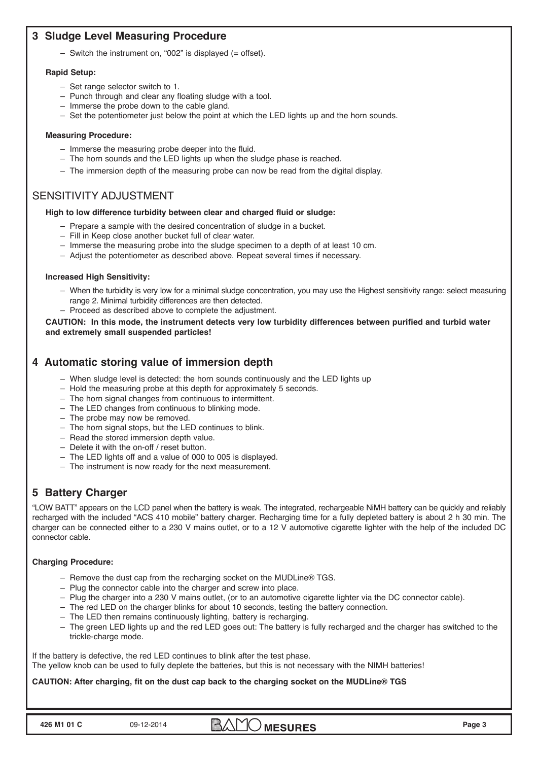## 3 Sludge Level Measuring Procedure

– Switch the instrument on, "002" is displayed (= offset).

**Rapid Setup:**

– Set range selector switch to 1.
– Punch through and clear any floating sludge with a tool.
– Immerse the probe down to the cable gland.
– Set the potentiometer just below the point at which the LED lights up and the horn sounds.

**Measuring Procedure:**

– Immerse the measuring probe deeper into the fluid.
– The horn sounds and the LED lights up when the sludge phase is reached.
– The immersion depth of the measuring probe can now be read from the digital display.

### SENSITIVITY ADJUSTMENT

**High to low difference turbidity between clear and charged fluid or sludge:**

– Prepare a sample with the desired concentration of sludge in a bucket.
– Fill in Keep close another bucket full of clear water.
– Immerse the measuring probe into the sludge specimen to a depth of at least 10 cm.
– Adjust the potentiometer as described above. Repeat several times if necessary.

**Increased High Sensitivity:**

– When the turbidity is very low for a minimal sludge concentration, you may use the Highest sensitivity range: select measuring range 2. Minimal turbidity differences are then detected.
– Proceed as described above to complete the adjustment.

**CAUTION: In this mode, the instrument detects very low turbidity differences between purified and turbid water and extremely small suspended particles!**

## 4 Automatic storing value of immersion depth

– When sludge level is detected: the horn sounds continuously and the LED lights up
– Hold the measuring probe at this depth for approximately 5 seconds.
– The horn signal changes from continuous to intermittent.
– The LED changes from continuous to blinking mode.
– The probe may now be removed.
– The horn signal stops, but the LED continues to blink.
– Read the stored immersion depth value.
– Delete it with the on-off / reset button.
– The LED lights off and a value of 000 to 005 is displayed.
– The instrument is now ready for the next measurement.

## 5 Battery Charger

"LOW BATT" appears on the LCD panel when the battery is weak. The integrated, rechargeable NiMH battery can be quickly and reliably recharged with the included "ACS 410 mobile" battery charger. Recharging time for a fully depleted battery is about 2 h 30 min. The charger can be connected either to a 230 V mains outlet, or to a 12 V automotive cigarette lighter with the help of the included DC connector cable.

**Charging Procedure:**

– Remove the dust cap from the recharging socket on the MUDLine® TGS.
– Plug the connector cable into the charger and screw into place.
– Plug the charger into a 230 V mains outlet, (or to an automotive cigarette lighter via the DC connector cable).
– The red LED on the charger blinks for about 10 seconds, testing the battery connection.
– The LED then remains continuously lighting, battery is recharging.
– The green LED lights up and the red LED goes out: The battery is fully recharged and the charger has switched to the trickle-charge mode.

If the battery is defective, the red LED continues to blink after the test phase.
The yellow knob can be used to fully deplete the batteries, but this is not necessary with the NIMH batteries!

**CAUTION: After charging, fit on the dust cap back to the charging socket on the MUDLine® TGS**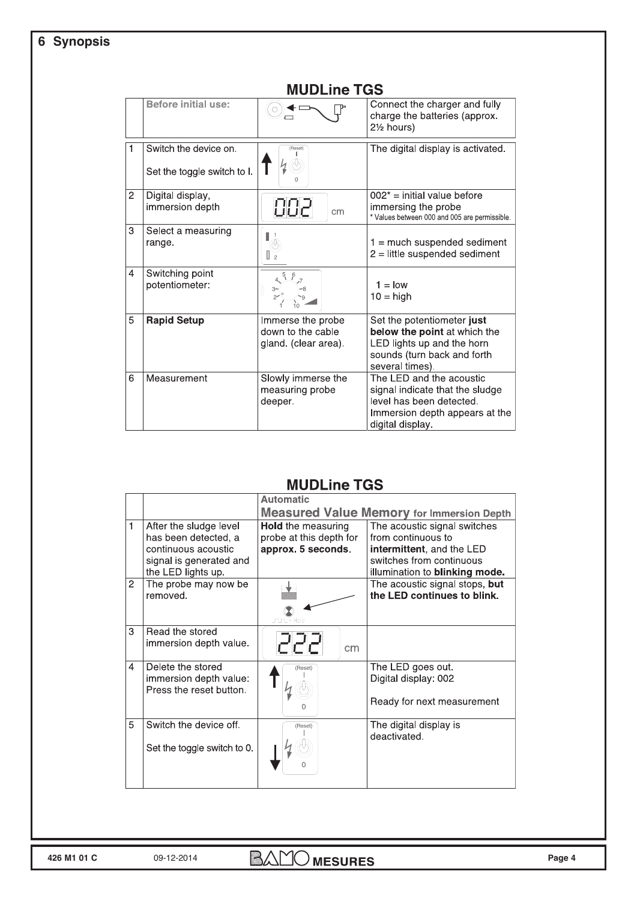# 6 Synopsis

## MUDLine TGS

| | | | |
|---|---|---|---|
| | **Before initial use:** | | Connect the charger and fully charge the batteries (approx. 2½ hours) |
| 1 | Switch the device on. Set the toggle switch to I. | (Reset) I 0 | The digital display is activated. |
| 2 | Digital display, immersion depth | 002 cm | 002* = initial value before immersing the probe * Values between 000 and 005 are permissible. |
| 3 | Select a measuring range. | 1 2 | 1 = much suspended sediment 2 = little suspended sediment |
| 4 | Switching point potentiometer: | 1 2 3 4 5 6 7 8 9 10 | 1 = low 10 = high |
| 5 | **Rapid Setup** | Immerse the probe down to the cable gland. (clear area). | Set the potentiometer **just below the point** at which the LED lights up and the horn sounds (turn back and forth several times). |
| 6 | Measurement | Slowly immerse the measuring probe deeper. | The LED and the acoustic signal indicate that the sludge level has been detected. Immersion depth appears at the digital display. |

## MUDLine TGS

| | | | |
|---|---|---|---|
| | | **Automatic Measured Value Memory for Immersion Depth** | |
| 1 | After the sludge level has been detected, a continuous acoustic signal is generated and the LED lights up. | **Hold** the measuring probe at this depth for **approx. 5 seconds**. | The acoustic signal switches from continuous to **intermittent**, and the LED switches from continuous illumination to **blinking mode.** |
| 2 | The probe may now be removed. | Hold | The acoustic signal stops, **but the LED continues to blink.** |
| 3 | Read the stored immersion depth value. | 222 cm | |
| 4 | Delete the stored immersion depth value: Press the reset button. | (Reset) I 0 | The LED goes out. Digital display: 002 Ready for next measurement |
| 5 | Switch the device off. Set the toggle switch to 0. | (Reset) I 0 | The digital display is deactivated. |